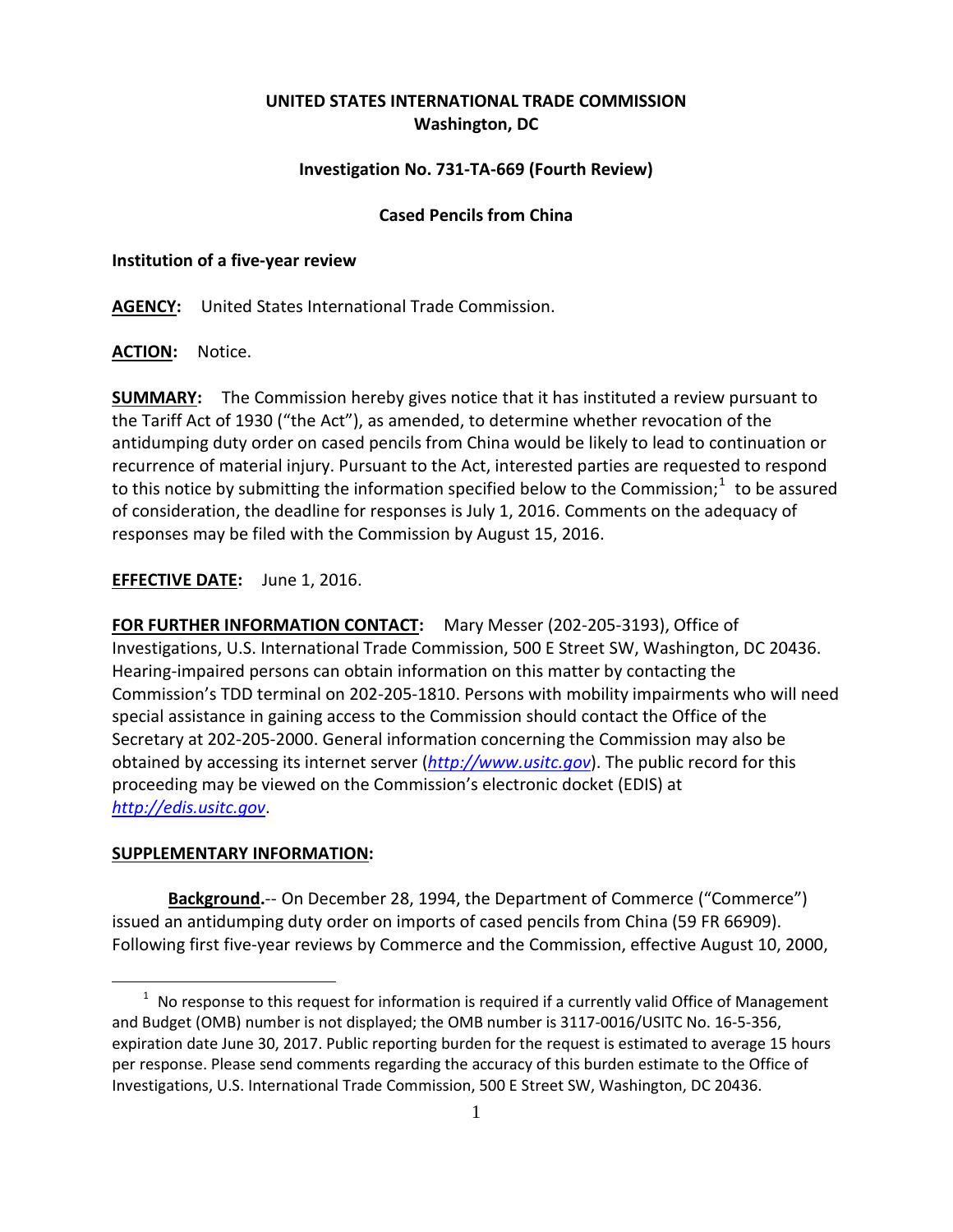**UNITED STATES INTERNATIONAL TRADE COMMISSION**
**Washington, DC**

**Investigation No. 731-TA-669 (Fourth Review)**

**Cased Pencils from China**

**Institution of a five-year review**

**AGENCY:** United States International Trade Commission.

**ACTION:** Notice.

**SUMMARY:** The Commission hereby gives notice that it has instituted a review pursuant to the Tariff Act of 1930 ("the Act"), as amended, to determine whether revocation of the antidumping duty order on cased pencils from China would be likely to lead to continuation or recurrence of material injury. Pursuant to the Act, interested parties are requested to respond to this notice by submitting the information specified below to the Commission;[1] to be assured of consideration, the deadline for responses is July 1, 2016. Comments on the adequacy of responses may be filed with the Commission by August 15, 2016.

**EFFECTIVE DATE:** June 1, 2016.

**FOR FURTHER INFORMATION CONTACT:** Mary Messer (202-205-3193), Office of Investigations, U.S. International Trade Commission, 500 E Street SW, Washington, DC 20436. Hearing-impaired persons can obtain information on this matter by contacting the Commission's TDD terminal on 202-205-1810. Persons with mobility impairments who will need special assistance in gaining access to the Commission should contact the Office of the Secretary at 202-205-2000. General information concerning the Commission may also be obtained by accessing its internet server (*http://www.usitc.gov*). The public record for this proceeding may be viewed on the Commission's electronic docket (EDIS) at *http://edis.usitc.gov*.

**SUPPLEMENTARY INFORMATION:**

**Background.**-- On December 28, 1994, the Department of Commerce ("Commerce") issued an antidumping duty order on imports of cased pencils from China (59 FR 66909). Following first five-year reviews by Commerce and the Commission, effective August 10, 2000,

---

[1] No response to this request for information is required if a currently valid Office of Management and Budget (OMB) number is not displayed; the OMB number is 3117-0016/USITC No. 16-5-356, expiration date June 30, 2017. Public reporting burden for the request is estimated to average 15 hours per response. Please send comments regarding the accuracy of this burden estimate to the Office of Investigations, U.S. International Trade Commission, 500 E Street SW, Washington, DC 20436.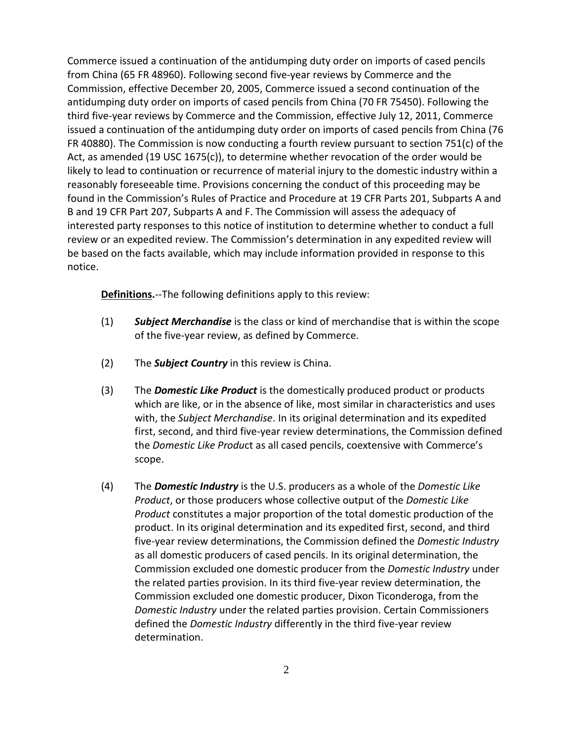Commerce issued a continuation of the antidumping duty order on imports of cased pencils from China (65 FR 48960). Following second five-year reviews by Commerce and the Commission, effective December 20, 2005, Commerce issued a second continuation of the antidumping duty order on imports of cased pencils from China (70 FR 75450). Following the third five-year reviews by Commerce and the Commission, effective July 12, 2011, Commerce issued a continuation of the antidumping duty order on imports of cased pencils from China (76 FR 40880). The Commission is now conducting a fourth review pursuant to section 751(c) of the Act, as amended (19 USC 1675(c)), to determine whether revocation of the order would be likely to lead to continuation or recurrence of material injury to the domestic industry within a reasonably foreseeable time. Provisions concerning the conduct of this proceeding may be found in the Commission's Rules of Practice and Procedure at 19 CFR Parts 201, Subparts A and B and 19 CFR Part 207, Subparts A and F. The Commission will assess the adequacy of interested party responses to this notice of institution to determine whether to conduct a full review or an expedited review. The Commission's determination in any expedited review will be based on the facts available, which may include information provided in response to this notice.

**Definitions.**--The following definitions apply to this review:

(1) ***Subject Merchandise*** is the class or kind of merchandise that is within the scope of the five-year review, as defined by Commerce.

(2) The ***Subject Country*** in this review is China.

(3) The ***Domestic Like Product*** is the domestically produced product or products which are like, or in the absence of like, most similar in characteristics and uses with, the *Subject Merchandise*. In its original determination and its expedited first, second, and third five-year review determinations, the Commission defined the *Domestic Like Product* as all cased pencils, coextensive with Commerce's scope.

(4) The ***Domestic Industry*** is the U.S. producers as a whole of the *Domestic Like Product*, or those producers whose collective output of the *Domestic Like Product* constitutes a major proportion of the total domestic production of the product. In its original determination and its expedited first, second, and third five-year review determinations, the Commission defined the *Domestic Industry* as all domestic producers of cased pencils. In its original determination, the Commission excluded one domestic producer from the *Domestic Industry* under the related parties provision. In its third five-year review determination, the Commission excluded one domestic producer, Dixon Ticonderoga, from the *Domestic Industry* under the related parties provision. Certain Commissioners defined the *Domestic Industry* differently in the third five-year review determination.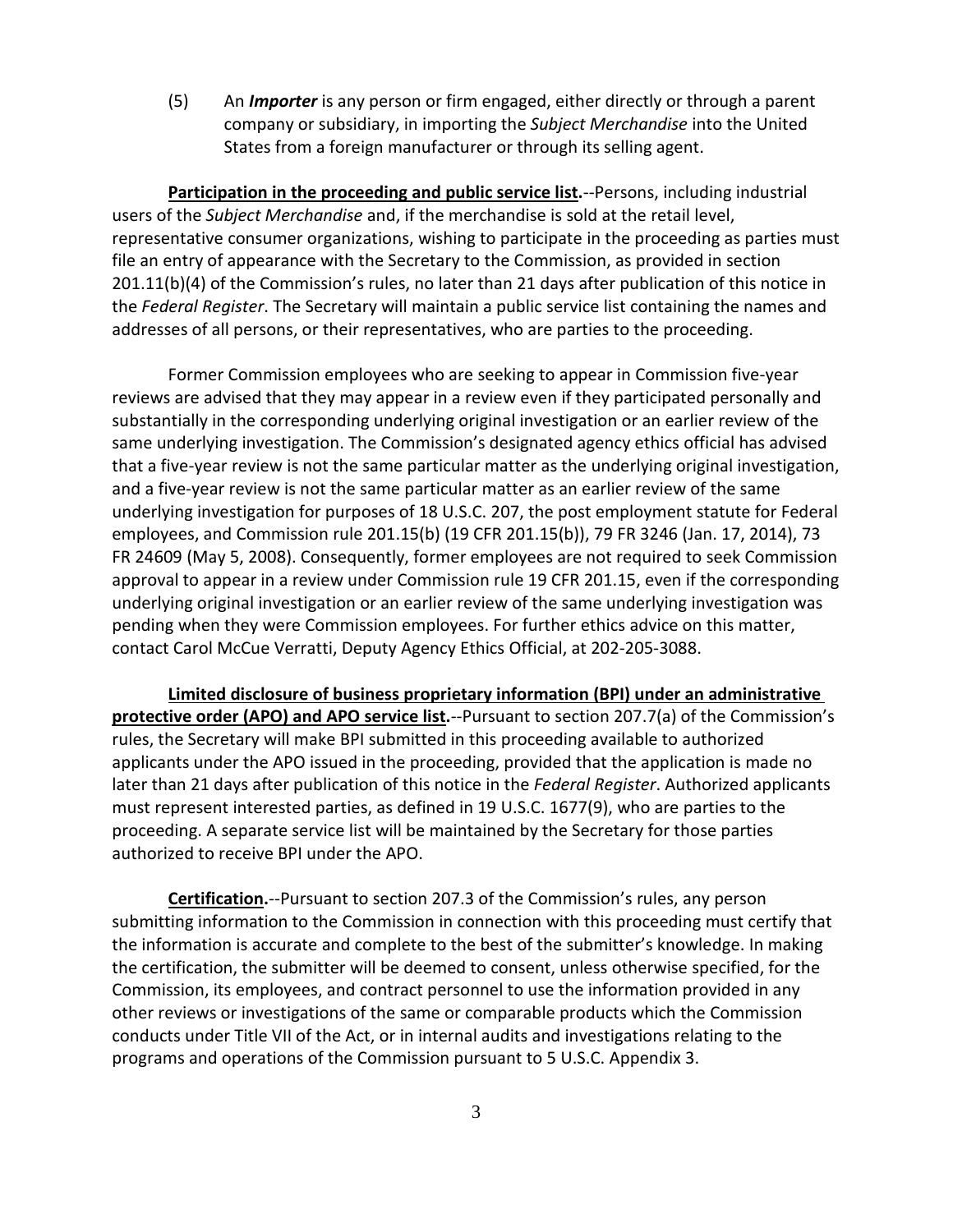(5) An ***Importer*** is any person or firm engaged, either directly or through a parent company or subsidiary, in importing the *Subject Merchandise* into the United States from a foreign manufacturer or through its selling agent.

**Participation in the proceeding and public service list.**--Persons, including industrial users of the *Subject Merchandise* and, if the merchandise is sold at the retail level, representative consumer organizations, wishing to participate in the proceeding as parties must file an entry of appearance with the Secretary to the Commission, as provided in section 201.11(b)(4) of the Commission's rules, no later than 21 days after publication of this notice in the *Federal Register*. The Secretary will maintain a public service list containing the names and addresses of all persons, or their representatives, who are parties to the proceeding.

Former Commission employees who are seeking to appear in Commission five-year reviews are advised that they may appear in a review even if they participated personally and substantially in the corresponding underlying original investigation or an earlier review of the same underlying investigation. The Commission's designated agency ethics official has advised that a five-year review is not the same particular matter as the underlying original investigation, and a five-year review is not the same particular matter as an earlier review of the same underlying investigation for purposes of 18 U.S.C. 207, the post employment statute for Federal employees, and Commission rule 201.15(b) (19 CFR 201.15(b)), 79 FR 3246 (Jan. 17, 2014), 73 FR 24609 (May 5, 2008). Consequently, former employees are not required to seek Commission approval to appear in a review under Commission rule 19 CFR 201.15, even if the corresponding underlying original investigation or an earlier review of the same underlying investigation was pending when they were Commission employees. For further ethics advice on this matter, contact Carol McCue Verratti, Deputy Agency Ethics Official, at 202-205-3088.

**Limited disclosure of business proprietary information (BPI) under an administrative protective order (APO) and APO service list.**--Pursuant to section 207.7(a) of the Commission's rules, the Secretary will make BPI submitted in this proceeding available to authorized applicants under the APO issued in the proceeding, provided that the application is made no later than 21 days after publication of this notice in the *Federal Register*. Authorized applicants must represent interested parties, as defined in 19 U.S.C. 1677(9), who are parties to the proceeding. A separate service list will be maintained by the Secretary for those parties authorized to receive BPI under the APO.

**Certification.**--Pursuant to section 207.3 of the Commission's rules, any person submitting information to the Commission in connection with this proceeding must certify that the information is accurate and complete to the best of the submitter's knowledge. In making the certification, the submitter will be deemed to consent, unless otherwise specified, for the Commission, its employees, and contract personnel to use the information provided in any other reviews or investigations of the same or comparable products which the Commission conducts under Title VII of the Act, or in internal audits and investigations relating to the programs and operations of the Commission pursuant to 5 U.S.C. Appendix 3.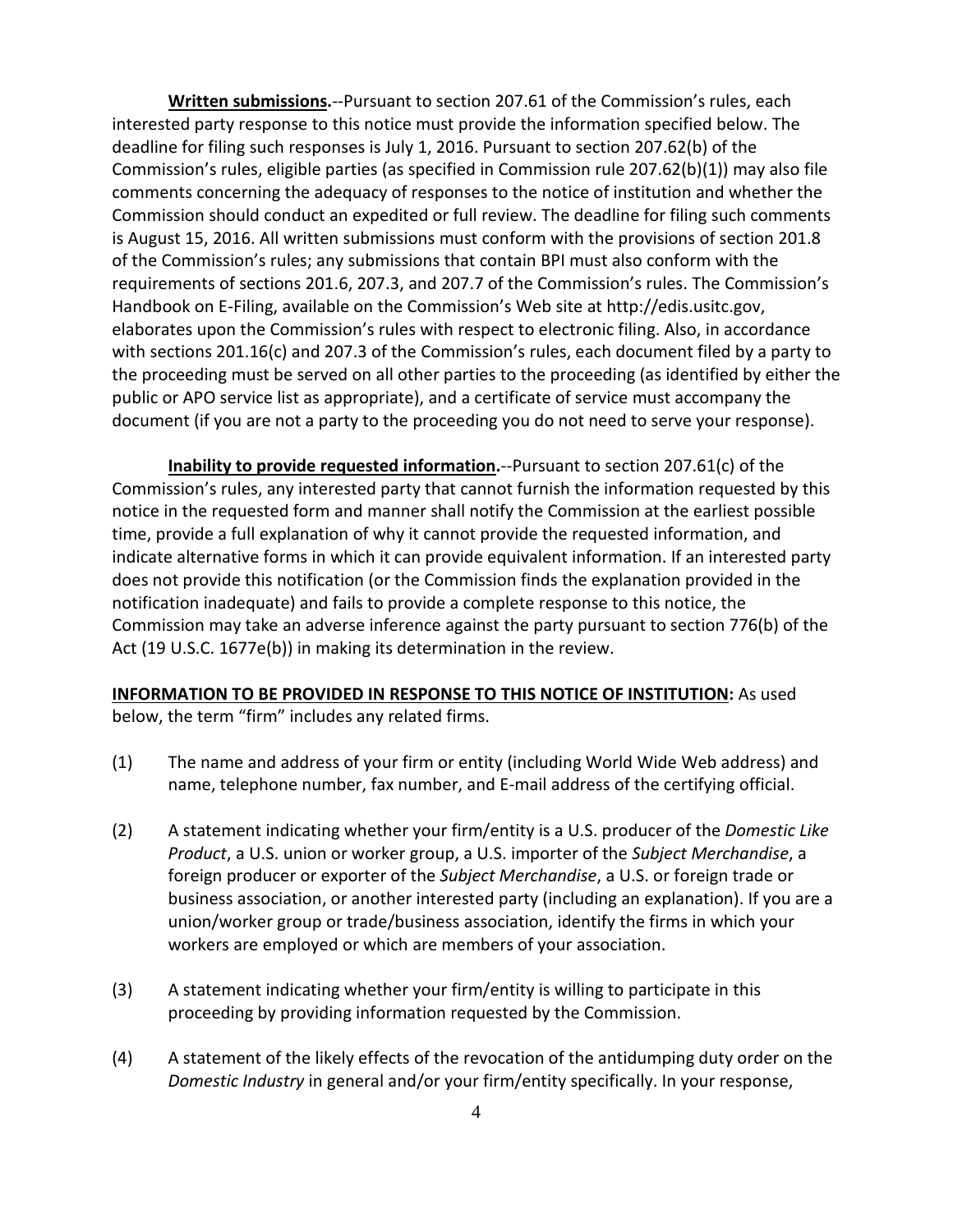**Written submissions.**--Pursuant to section 207.61 of the Commission's rules, each interested party response to this notice must provide the information specified below. The deadline for filing such responses is July 1, 2016. Pursuant to section 207.62(b) of the Commission's rules, eligible parties (as specified in Commission rule 207.62(b)(1)) may also file comments concerning the adequacy of responses to the notice of institution and whether the Commission should conduct an expedited or full review. The deadline for filing such comments is August 15, 2016. All written submissions must conform with the provisions of section 201.8 of the Commission's rules; any submissions that contain BPI must also conform with the requirements of sections 201.6, 207.3, and 207.7 of the Commission's rules. The Commission's Handbook on E-Filing, available on the Commission's Web site at http://edis.usitc.gov, elaborates upon the Commission's rules with respect to electronic filing. Also, in accordance with sections 201.16(c) and 207.3 of the Commission's rules, each document filed by a party to the proceeding must be served on all other parties to the proceeding (as identified by either the public or APO service list as appropriate), and a certificate of service must accompany the document (if you are not a party to the proceeding you do not need to serve your response).

**Inability to provide requested information.**--Pursuant to section 207.61(c) of the Commission's rules, any interested party that cannot furnish the information requested by this notice in the requested form and manner shall notify the Commission at the earliest possible time, provide a full explanation of why it cannot provide the requested information, and indicate alternative forms in which it can provide equivalent information. If an interested party does not provide this notification (or the Commission finds the explanation provided in the notification inadequate) and fails to provide a complete response to this notice, the Commission may take an adverse inference against the party pursuant to section 776(b) of the Act (19 U.S.C. 1677e(b)) in making its determination in the review.

**INFORMATION TO BE PROVIDED IN RESPONSE TO THIS NOTICE OF INSTITUTION:** As used below, the term "firm" includes any related firms.

(1) The name and address of your firm or entity (including World Wide Web address) and name, telephone number, fax number, and E-mail address of the certifying official.

(2) A statement indicating whether your firm/entity is a U.S. producer of the *Domestic Like Product*, a U.S. union or worker group, a U.S. importer of the *Subject Merchandise*, a foreign producer or exporter of the *Subject Merchandise*, a U.S. or foreign trade or business association, or another interested party (including an explanation). If you are a union/worker group or trade/business association, identify the firms in which your workers are employed or which are members of your association.

(3) A statement indicating whether your firm/entity is willing to participate in this proceeding by providing information requested by the Commission.

(4) A statement of the likely effects of the revocation of the antidumping duty order on the *Domestic Industry* in general and/or your firm/entity specifically. In your response,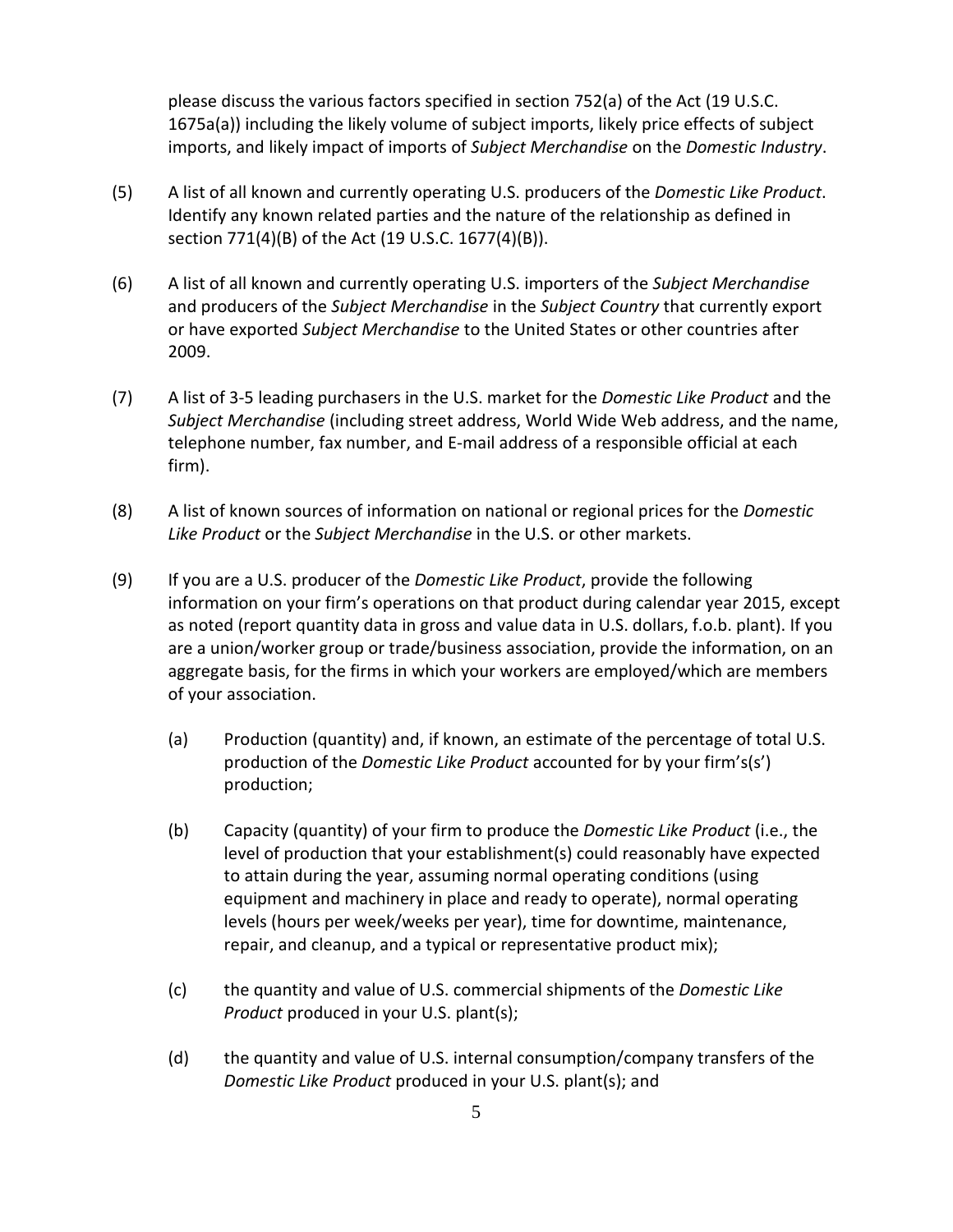please discuss the various factors specified in section 752(a) of the Act (19 U.S.C. 1675a(a)) including the likely volume of subject imports, likely price effects of subject imports, and likely impact of imports of *Subject Merchandise* on the *Domestic Industry*.

(5) A list of all known and currently operating U.S. producers of the *Domestic Like Product*. Identify any known related parties and the nature of the relationship as defined in section 771(4)(B) of the Act (19 U.S.C. 1677(4)(B)).

(6) A list of all known and currently operating U.S. importers of the *Subject Merchandise* and producers of the *Subject Merchandise* in the *Subject Country* that currently export or have exported *Subject Merchandise* to the United States or other countries after 2009.

(7) A list of 3-5 leading purchasers in the U.S. market for the *Domestic Like Product* and the *Subject Merchandise* (including street address, World Wide Web address, and the name, telephone number, fax number, and E-mail address of a responsible official at each firm).

(8) A list of known sources of information on national or regional prices for the *Domestic Like Product* or the *Subject Merchandise* in the U.S. or other markets.

(9) If you are a U.S. producer of the *Domestic Like Product*, provide the following information on your firm's operations on that product during calendar year 2015, except as noted (report quantity data in gross and value data in U.S. dollars, f.o.b. plant). If you are a union/worker group or trade/business association, provide the information, on an aggregate basis, for the firms in which your workers are employed/which are members of your association.

   (a) Production (quantity) and, if known, an estimate of the percentage of total U.S. production of the *Domestic Like Product* accounted for by your firm's(s') production;

   (b) Capacity (quantity) of your firm to produce the *Domestic Like Product* (i.e., the level of production that your establishment(s) could reasonably have expected to attain during the year, assuming normal operating conditions (using equipment and machinery in place and ready to operate), normal operating levels (hours per week/weeks per year), time for downtime, maintenance, repair, and cleanup, and a typical or representative product mix);

   (c) the quantity and value of U.S. commercial shipments of the *Domestic Like Product* produced in your U.S. plant(s);

   (d) the quantity and value of U.S. internal consumption/company transfers of the *Domestic Like Product* produced in your U.S. plant(s); and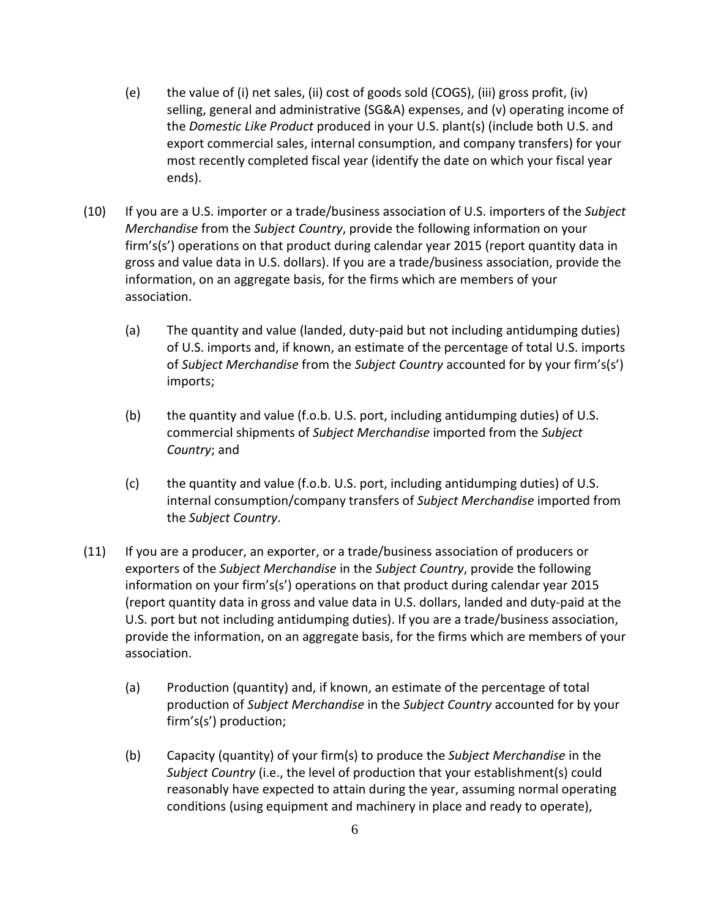(e) the value of (i) net sales, (ii) cost of goods sold (COGS), (iii) gross profit, (iv) selling, general and administrative (SG&A) expenses, and (v) operating income of the *Domestic Like Product* produced in your U.S. plant(s) (include both U.S. and export commercial sales, internal consumption, and company transfers) for your most recently completed fiscal year (identify the date on which your fiscal year ends).

(10) If you are a U.S. importer or a trade/business association of U.S. importers of the *Subject Merchandise* from the *Subject Country*, provide the following information on your firm's(s') operations on that product during calendar year 2015 (report quantity data in gross and value data in U.S. dollars). If you are a trade/business association, provide the information, on an aggregate basis, for the firms which are members of your association.

(a) The quantity and value (landed, duty-paid but not including antidumping duties) of U.S. imports and, if known, an estimate of the percentage of total U.S. imports of *Subject Merchandise* from the *Subject Country* accounted for by your firm's(s') imports;

(b) the quantity and value (f.o.b. U.S. port, including antidumping duties) of U.S. commercial shipments of *Subject Merchandise* imported from the *Subject Country*; and

(c) the quantity and value (f.o.b. U.S. port, including antidumping duties) of U.S. internal consumption/company transfers of *Subject Merchandise* imported from the *Subject Country*.

(11) If you are a producer, an exporter, or a trade/business association of producers or exporters of the *Subject Merchandise* in the *Subject Country*, provide the following information on your firm's(s') operations on that product during calendar year 2015 (report quantity data in gross and value data in U.S. dollars, landed and duty-paid at the U.S. port but not including antidumping duties). If you are a trade/business association, provide the information, on an aggregate basis, for the firms which are members of your association.

(a) Production (quantity) and, if known, an estimate of the percentage of total production of *Subject Merchandise* in the *Subject Country* accounted for by your firm's(s') production;

(b) Capacity (quantity) of your firm(s) to produce the *Subject Merchandise* in the *Subject Country* (i.e., the level of production that your establishment(s) could reasonably have expected to attain during the year, assuming normal operating conditions (using equipment and machinery in place and ready to operate),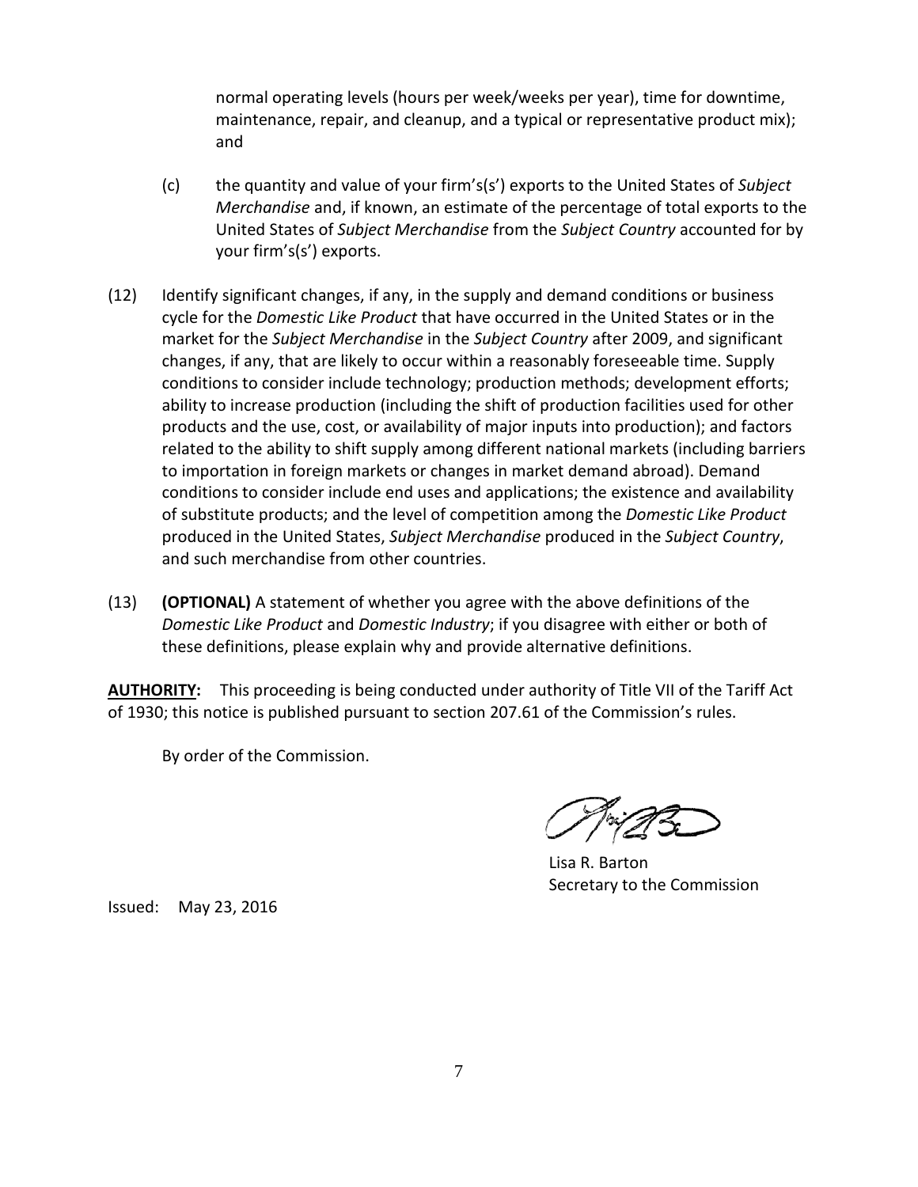normal operating levels (hours per week/weeks per year), time for downtime, maintenance, repair, and cleanup, and a typical or representative product mix); and

(c) the quantity and value of your firm's(s') exports to the United States of *Subject Merchandise* and, if known, an estimate of the percentage of total exports to the United States of *Subject Merchandise* from the *Subject Country* accounted for by your firm's(s') exports.

(12) Identify significant changes, if any, in the supply and demand conditions or business cycle for the *Domestic Like Product* that have occurred in the United States or in the market for the *Subject Merchandise* in the *Subject Country* after 2009, and significant changes, if any, that are likely to occur within a reasonably foreseeable time. Supply conditions to consider include technology; production methods; development efforts; ability to increase production (including the shift of production facilities used for other products and the use, cost, or availability of major inputs into production); and factors related to the ability to shift supply among different national markets (including barriers to importation in foreign markets or changes in market demand abroad). Demand conditions to consider include end uses and applications; the existence and availability of substitute products; and the level of competition among the *Domestic Like Product* produced in the United States, *Subject Merchandise* produced in the *Subject Country*, and such merchandise from other countries.

(13) **(OPTIONAL)** A statement of whether you agree with the above definitions of the *Domestic Like Product* and *Domestic Industry*; if you disagree with either or both of these definitions, please explain why and provide alternative definitions.

**AUTHORITY:** This proceeding is being conducted under authority of Title VII of the Tariff Act of 1930; this notice is published pursuant to section 207.61 of the Commission's rules.

By order of the Commission.

Lisa R. Barton
Secretary to the Commission

Issued: May 23, 2016